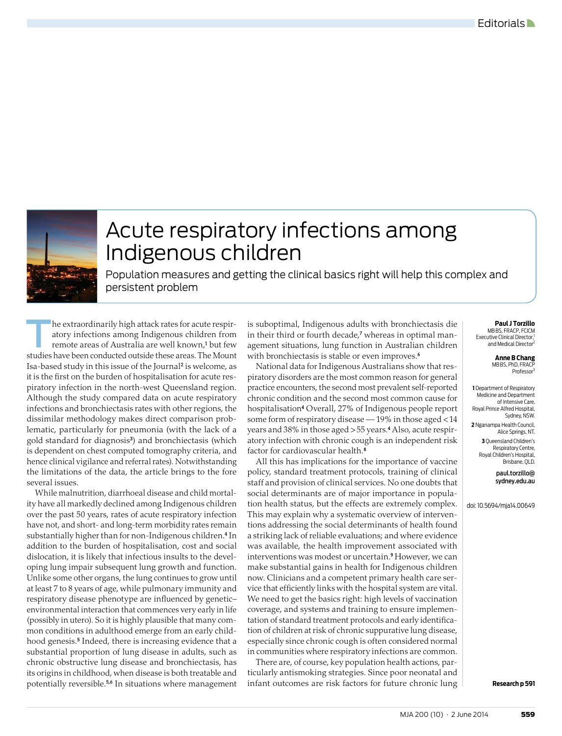Editorials

# Acute respiratory infections among Indigenous children

Population measures and getting the clinical basics right will help this complex and persistent problem

**Paul J Torzillo**
MB BS, FRACP, FCICM
Executive Clinical Director,[1] and Medical Director[2]

**Anne B Chang**
MB BS, PhD, FRACP
Professor[3]

1 Department of Respiratory Medicine and Department of Intensive Care, Royal Prince Alfred Hospital, Sydney, NSW.
2 Nganampa Health Council, Alice Springs, NT.
3 Queensland Children's Respiratory Centre, Royal Children's Hospital, Brisbane, QLD.

paul.torzillo@sydney.edu.au

doi: 10.5694/mja14.00649

The extraordinarily high attack rates for acute respiratory infections among Indigenous children from remote areas of Australia are well known,[1] but few studies have been conducted outside these areas. The Mount Isa-based study in this issue of the Journal[2] is welcome, as it is the first on the burden of hospitalisation for acute respiratory infection in the north-west Queensland region. Although the study compared data on acute respiratory infections and bronchiectasis rates with other regions, the dissimilar methodology makes direct comparison problematic, particularly for pneumonia (with the lack of a gold standard for diagnosis[3]) and bronchiectasis (which is dependent on chest computed tomography criteria, and hence clinical vigilance and referral rates). Notwithstanding the limitations of the data, the article brings to the fore several issues.

While malnutrition, diarrhoeal disease and child mortality have all markedly declined among Indigenous children over the past 50 years, rates of acute respiratory infection have not, and short- and long-term morbidity rates remain substantially higher than for non-Indigenous children.[4] In addition to the burden of hospitalisation, cost and social dislocation, it is likely that infectious insults to the developing lung impair subsequent lung growth and function. Unlike some other organs, the lung continues to grow until at least 7 to 8 years of age, while pulmonary immunity and respiratory disease phenotype are influenced by genetic–environmental interaction that commences very early in life (possibly in utero). So it is highly plausible that many common conditions in adulthood emerge from an early childhood genesis.[5] Indeed, there is increasing evidence that a substantial proportion of lung disease in adults, such as chronic obstructive lung disease and bronchiectasis, has its origins in childhood, when disease is both treatable and potentially reversible.[5,6] In situations where management is suboptimal, Indigenous adults with bronchiectasis die in their third or fourth decade,[7] whereas in optimal management situations, lung function in Australian children with bronchiectasis is stable or even improves.[6]

National data for Indigenous Australians show that respiratory disorders are the most common reason for general practice encounters, the second most prevalent self-reported chronic condition and the second most common cause for hospitalisation[4] Overall, 27% of Indigenous people report some form of respiratory disease — 19% in those aged < 14 years and 38% in those aged > 55 years.[4] Also, acute respiratory infection with chronic cough is an independent risk factor for cardiovascular health.[8]

All this has implications for the importance of vaccine policy, standard treatment protocols, training of clinical staff and provision of clinical services. No one doubts that social determinants are of major importance in population health status, but the effects are extremely complex. This may explain why a systematic overview of interventions addressing the social determinants of health found a striking lack of reliable evaluations; and where evidence was available, the health improvement associated with interventions was modest or uncertain.[9] However, we can make substantial gains in health for Indigenous children now. Clinicians and a competent primary health care service that efficiently links with the hospital system are vital. We need to get the basics right: high levels of vaccination coverage, and systems and training to ensure implementation of standard treatment protocols and early identification of children at risk of chronic suppurative lung disease, especially since chronic cough is often considered normal in communities where respiratory infections are common.

There are, of course, key population health actions, particularly antismoking strategies. Since poor neonatal and infant outcomes are risk factors for future chronic lung

**Research p 591**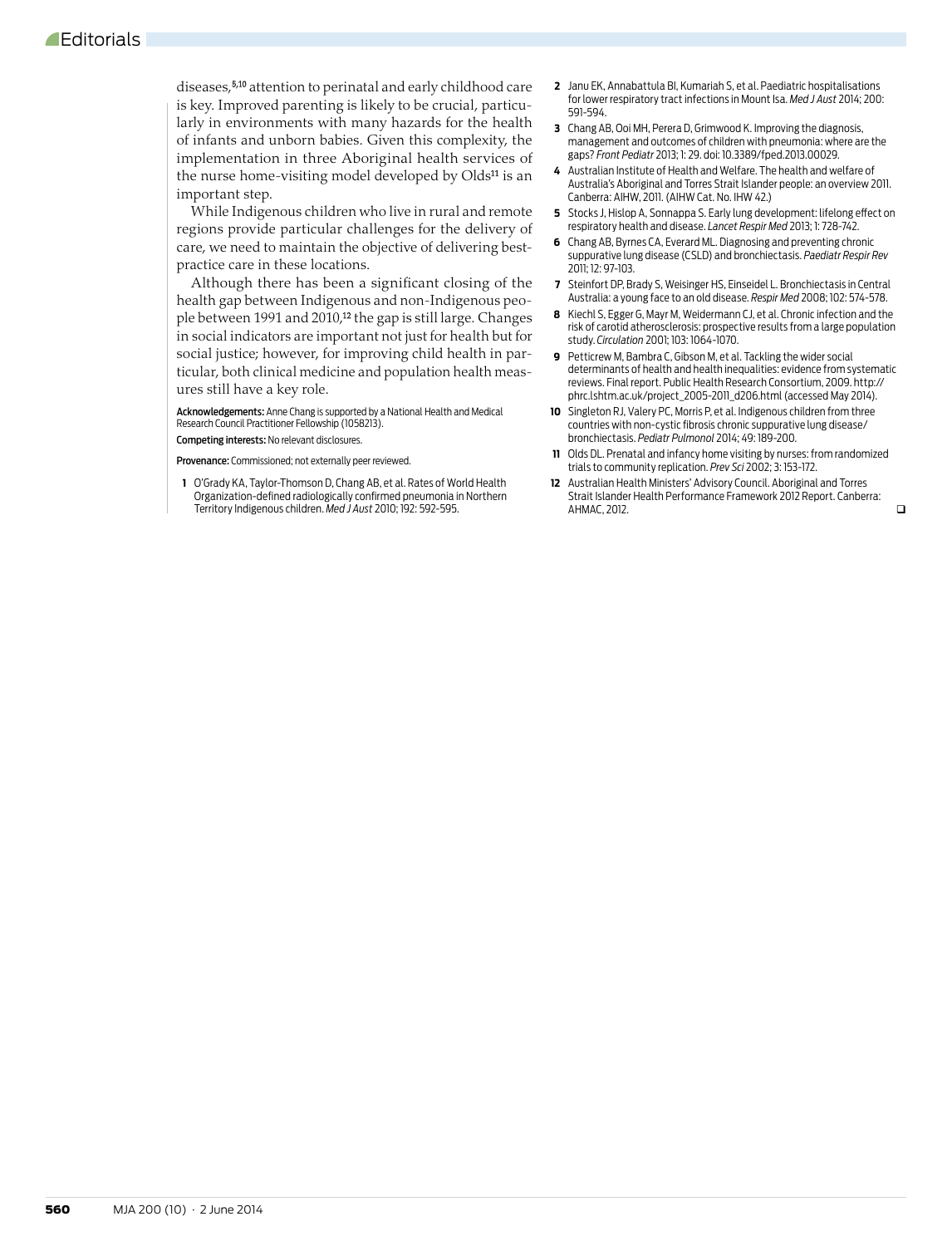diseases,[5,10] attention to perinatal and early childhood care is key. Improved parenting is likely to be crucial, particularly in environments with many hazards for the health of infants and unborn babies. Given this complexity, the implementation in three Aboriginal health services of the nurse home-visiting model developed by Olds[11] is an important step.

While Indigenous children who live in rural and remote regions provide particular challenges for the delivery of care, we need to maintain the objective of delivering best-practice care in these locations.

Although there has been a significant closing of the health gap between Indigenous and non-Indigenous people between 1991 and 2010,[12] the gap is still large. Changes in social indicators are important not just for health but for social justice; however, for improving child health in particular, both clinical medicine and population health measures still have a key role.

**Acknowledgements:** Anne Chang is supported by a National Health and Medical Research Council Practitioner Fellowship (1058213).

**Competing interests:** No relevant disclosures.

**Provenance:** Commissioned; not externally peer reviewed.

1 O'Grady KA, Taylor-Thomson D, Chang AB, et al. Rates of World Health Organization-defined radiologically confirmed pneumonia in Northern Territory Indigenous children. *Med J Aust* 2010; 192: 592-595.
2 Janu EK, Annabattula BI, Kumariah S, et al. Paediatric hospitalisations for lower respiratory tract infections in Mount Isa. *Med J Aust* 2014; 200: 591-594.
3 Chang AB, Ooi MH, Perera D, Grimwood K. Improving the diagnosis, management and outcomes of children with pneumonia: where are the gaps? *Front Pediatr* 2013; 1: 29. doi: 10.3389/fped.2013.00029.
4 Australian Institute of Health and Welfare. The health and welfare of Australia's Aboriginal and Torres Strait Islander people: an overview 2011. Canberra: AIHW, 2011. (AIHW Cat. No. IHW 42.)
5 Stocks J, Hislop A, Sonnappa S. Early lung development: lifelong effect on respiratory health and disease. *Lancet Respir Med* 2013; 1: 728-742.
6 Chang AB, Byrnes CA, Everard ML. Diagnosing and preventing chronic suppurative lung disease (CSLD) and bronchiectasis. *Paediatr Respir Rev* 2011; 12: 97-103.
7 Steinfort DP, Brady S, Weisinger HS, Einseidel L. Bronchiectasis in Central Australia: a young face to an old disease. *Respir Med* 2008; 102: 574-578.
8 Kiechl S, Egger G, Mayr M, Weidermann CJ, et al. Chronic infection and the risk of carotid atherosclerosis: prospective results from a large population study. *Circulation* 2001; 103: 1064-1070.
9 Petticrew M, Bambra C, Gibson M, et al. Tackling the wider social determinants of health and health inequalities: evidence from systematic reviews. Final report. Public Health Research Consortium, 2009. http://phrc.lshtm.ac.uk/project_2005-2011_d206.html (accessed May 2014).
10 Singleton RJ, Valery PC, Morris P, et al. Indigenous children from three countries with non-cystic fibrosis chronic suppurative lung disease/bronchiectasis. *Pediatr Pulmonol* 2014; 49: 189-200.
11 Olds DL. Prenatal and infancy home visiting by nurses: from randomized trials to community replication. *Prev Sci* 2002; 3: 153-172.
12 Australian Health Ministers' Advisory Council. Aboriginal and Torres Strait Islander Health Performance Framework 2012 Report. Canberra: AHMAC, 2012.